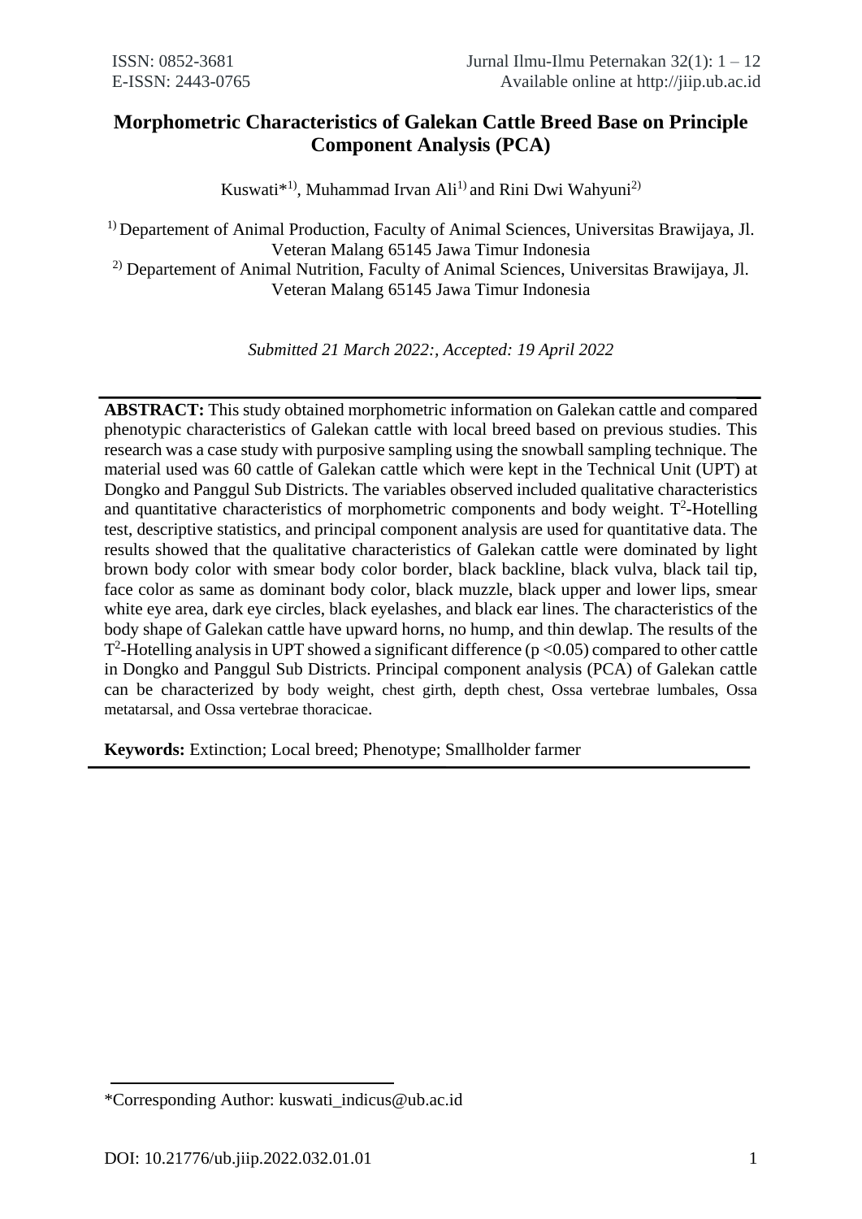# Morphometric Characteristics of Galekan Cattle Breed Base on Principle Component Analysis (PCA)

Kuswati*[1)], Muhammad Irvan Ali[1)] and Rini Dwi Wahyuni[2)]

[1)] Departement of Animal Production, Faculty of Animal Sciences, Universitas Brawijaya, Jl. Veteran Malang 65145 Jawa Timur Indonesia
[2)] Departement of Animal Nutrition, Faculty of Animal Sciences, Universitas Brawijaya, Jl. Veteran Malang 65145 Jawa Timur Indonesia

*Submitted 21 March 2022:, Accepted: 19 April 2022*

**ABSTRACT:** This study obtained morphometric information on Galekan cattle and compared phenotypic characteristics of Galekan cattle with local breed based on previous studies. This research was a case study with purposive sampling using the snowball sampling technique. The material used was 60 cattle of Galekan cattle which were kept in the Technical Unit (UPT) at Dongko and Panggul Sub Districts. The variables observed included qualitative characteristics and quantitative characteristics of morphometric components and body weight. $T^2$-Hotelling test, descriptive statistics, and principal component analysis are used for quantitative data. The results showed that the qualitative characteristics of Galekan cattle were dominated by light brown body color with smear body color border, black backline, black vulva, black tail tip, face color as same as dominant body color, black muzzle, black upper and lower lips, smear white eye area, dark eye circles, black eyelashes, and black ear lines. The characteristics of the body shape of Galekan cattle have upward horns, no hump, and thin dewlap. The results of the $T^2$-Hotelling analysis in UPT showed a significant difference ($p < 0.05$) compared to other cattle in Dongko and Panggul Sub Districts. Principal component analysis (PCA) of Galekan cattle can be characterized by body weight, chest girth, depth chest, Ossa vertebrae lumbales, Ossa metatarsal, and Ossa vertebrae thoracicae.

**Keywords:** Extinction; Local breed; Phenotype; Smallholder farmer

*Corresponding Author: kuswati_indicus@ub.ac.id

DOI: 10.21776/ub.jiip.2022.032.01.01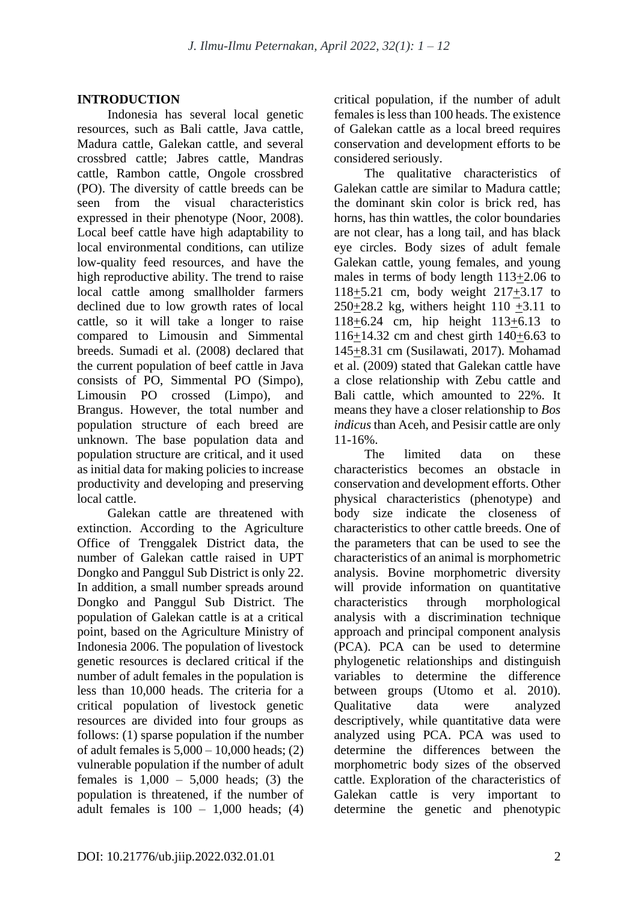## INTRODUCTION

Indonesia has several local genetic resources, such as Bali cattle, Java cattle, Madura cattle, Galekan cattle, and several crossbred cattle; Jabres cattle, Mandras cattle, Rambon cattle, Ongole crossbred (PO). The diversity of cattle breeds can be seen from the visual characteristics expressed in their phenotype (Noor, 2008). Local beef cattle have high adaptability to local environmental conditions, can utilize low-quality feed resources, and have the high reproductive ability. The trend to raise local cattle among smallholder farmers declined due to low growth rates of local cattle, so it will take a longer to raise compared to Limousin and Simmental breeds. Sumadi et al. (2008) declared that the current population of beef cattle in Java consists of PO, Simmental PO (Simpo), Limousin PO crossed (Limpo), and Brangus. However, the total number and population structure of each breed are unknown. The base population data and population structure are critical, and it used as initial data for making policies to increase productivity and developing and preserving local cattle.

Galekan cattle are threatened with extinction. According to the Agriculture Office of Trenggalek District data, the number of Galekan cattle raised in UPT Dongko and Panggul Sub District is only 22. In addition, a small number spreads around Dongko and Panggul Sub District. The population of Galekan cattle is at a critical point, based on the Agriculture Ministry of Indonesia 2006. The population of livestock genetic resources is declared critical if the number of adult females in the population is less than 10,000 heads. The criteria for a critical population of livestock genetic resources are divided into four groups as follows: (1) sparse population if the number of adult females is 5,000 – 10,000 heads; (2) vulnerable population if the number of adult females is 1,000 – 5,000 heads; (3) the population is threatened, if the number of adult females is 100 – 1,000 heads; (4) critical population, if the number of adult females is less than 100 heads. The existence of Galekan cattle as a local breed requires conservation and development efforts to be considered seriously.

The qualitative characteristics of Galekan cattle are similar to Madura cattle; the dominant skin color is brick red, has horns, has thin wattles, the color boundaries are not clear, has a long tail, and has black eye circles. Body sizes of adult female Galekan cattle, young females, and young males in terms of body length 113±2.06 to 118±5.21 cm, body weight 217±3.17 to 250±28.2 kg, withers height 110 ±3.11 to 118±6.24 cm, hip height 113±6.13 to 116±14.32 cm and chest girth 140±6.63 to 145±8.31 cm (Susilawati, 2017). Mohamad et al. (2009) stated that Galekan cattle have a close relationship with Zebu cattle and Bali cattle, which amounted to 22%. It means they have a closer relationship to *Bos indicus* than Aceh, and Pesisir cattle are only 11-16%.

The limited data on these characteristics becomes an obstacle in conservation and development efforts. Other physical characteristics (phenotype) and body size indicate the closeness of characteristics to other cattle breeds. One of the parameters that can be used to see the characteristics of an animal is morphometric analysis. Bovine morphometric diversity will provide information on quantitative characteristics through morphological analysis with a discrimination technique approach and principal component analysis (PCA). PCA can be used to determine phylogenetic relationships and distinguish variables to determine the difference between groups (Utomo et al. 2010). Qualitative data were analyzed descriptively, while quantitative data were analyzed using PCA. PCA was used to determine the differences between the morphometric body sizes of the observed cattle. Exploration of the characteristics of Galekan cattle is very important to determine the genetic and phenotypic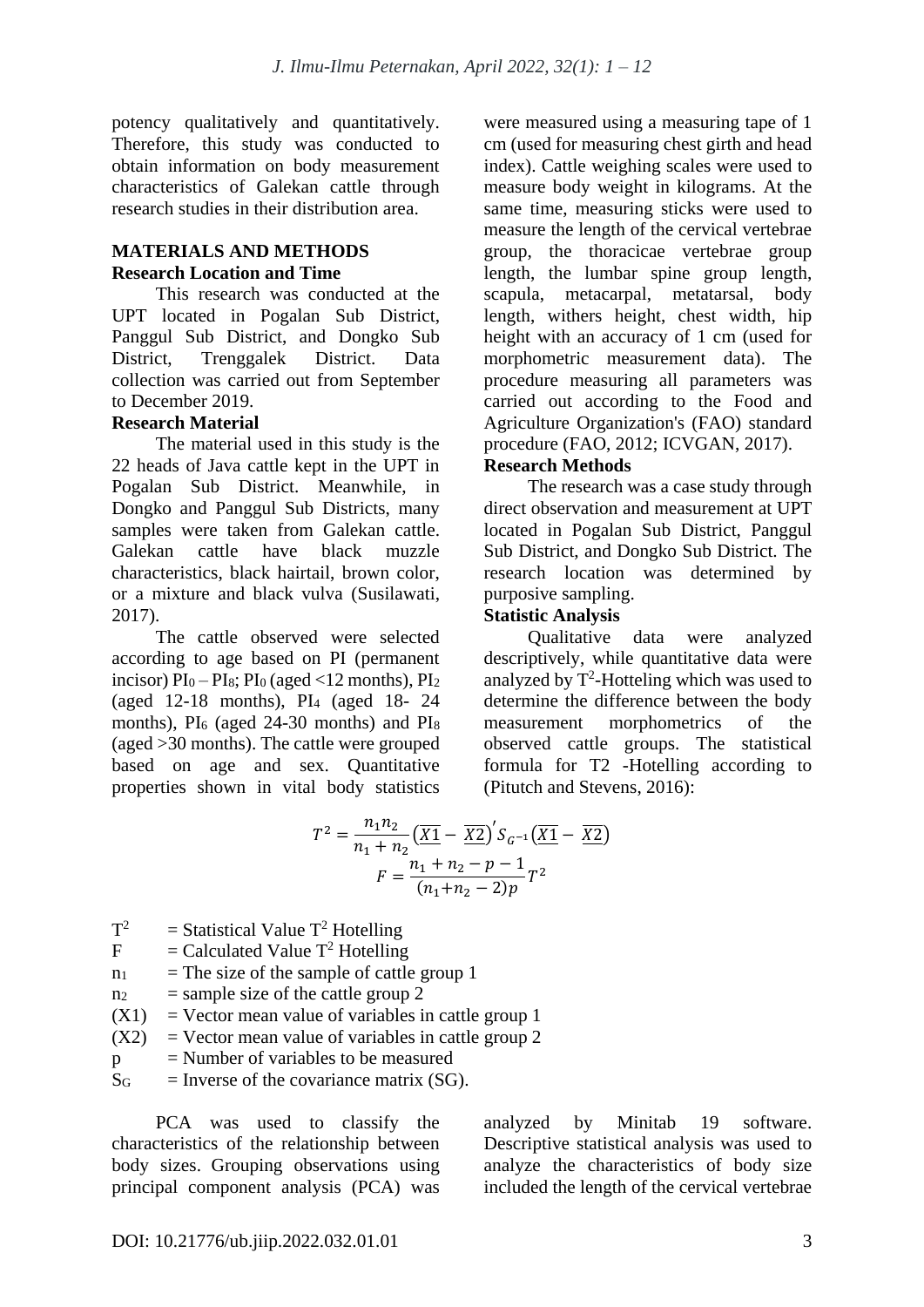potency qualitatively and quantitatively. Therefore, this study was conducted to obtain information on body measurement characteristics of Galekan cattle through research studies in their distribution area.

## MATERIALS AND METHODS

### Research Location and Time

This research was conducted at the UPT located in Pogalan Sub District, Panggul Sub District, and Dongko Sub District, Trenggalek District. Data collection was carried out from September to December 2019.

### Research Material

The material used in this study is the 22 heads of Java cattle kept in the UPT in Pogalan Sub District. Meanwhile, in Dongko and Panggul Sub Districts, many samples were taken from Galekan cattle. Galekan cattle have black muzzle characteristics, black hairtail, brown color, or a mixture and black vulva (Susilawati, 2017).

The cattle observed were selected according to age based on PI (permanent incisor) $PI_0 – PI_8$; $PI_0$ (aged <12 months), $PI_2$ (aged 12-18 months), $PI_4$ (aged 18- 24 months), $PI_6$ (aged 24-30 months) and $PI_8$ (aged >30 months). The cattle were grouped based on age and sex. Quantitative properties shown in vital body statistics were measured using a measuring tape of 1 cm (used for measuring chest girth and head index). Cattle weighing scales were used to measure body weight in kilograms. At the same time, measuring sticks were used to measure the length of the cervical vertebrae group, the thoracicae vertebrae group length, the lumbar spine group length, scapula, metacarpal, metatarsal, body length, withers height, chest width, hip height with an accuracy of 1 cm (used for morphometric measurement data). The procedure measuring all parameters was carried out according to the Food and Agriculture Organization's (FAO) standard procedure (FAO, 2012; ICVGAN, 2017).

### Research Methods

The research was a case study through direct observation and measurement at UPT located in Pogalan Sub District, Panggul Sub District, and Dongko Sub District. The research location was determined by purposive sampling.

### Statistic Analysis

Qualitative data were analyzed descriptively, while quantitative data were analyzed by $T^2$-Hotteling which was used to determine the difference between the body measurement morphometrics of the observed cattle groups. The statistical formula for T2 -Hotelling according to (Pitutch and Stevens, 2016):

$$T^2 = \frac{n_1 n_2}{n_1 + n_2}\left(\overline{X1} - \overline{X2}\right)' S_{G^{-1}}\left(\overline{X1} - \overline{X2}\right)$$

$$F = \frac{n_1 + n_2 - p - 1}{(n_1 + n_2 - 2)p} T^2$$

$T^2$ = Statistical Value $T^2$ Hotelling  
F = Calculated Value $T^2$ Hotelling  
$n_1$ = The size of the sample of cattle group 1  
$n_2$ = sample size of the cattle group 2  
(X1) = Vector mean value of variables in cattle group 1  
(X2) = Vector mean value of variables in cattle group 2  
p = Number of variables to be measured  
$S_G$ = Inverse of the covariance matrix (SG).

PCA was used to classify the characteristics of the relationship between body sizes. Grouping observations using principal component analysis (PCA) was analyzed by Minitab 19 software. Descriptive statistical analysis was used to analyze the characteristics of body size included the length of the cervical vertebrae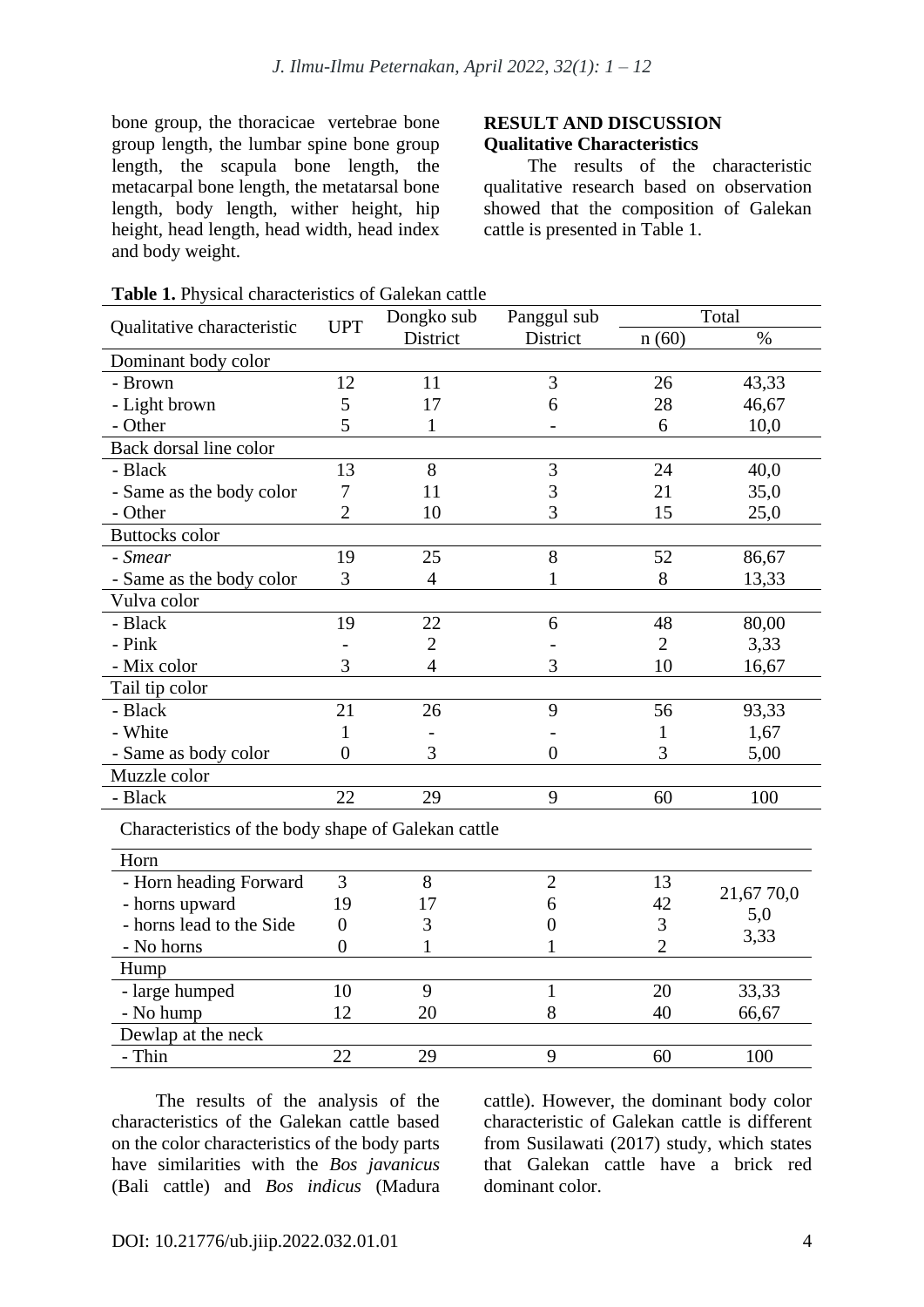bone group, the thoracicae vertebrae bone group length, the lumbar spine bone group length, the scapula bone length, the metacarpal bone length, the metatarsal bone length, body length, wither height, hip height, head length, head width, head index and body weight.

## RESULT AND DISCUSSION

### Qualitative Characteristics

The results of the characteristic qualitative research based on observation showed that the composition of Galekan cattle is presented in Table 1.

**Table 1.** Physical characteristics of Galekan cattle

| Qualitative characteristic | UPT | Dongko sub District | Panggul sub District | Total | |
|---|---|---|---|---|---|
| | | | | n (60) | % |
| Dominant body color | | | | | |
| - Brown | 12 | 11 | 3 | 26 | 43,33 |
| - Light brown | 5 | 17 | 6 | 28 | 46,67 |
| - Other | 5 | 1 | - | 6 | 10,0 |
| Back dorsal line color | | | | | |
| - Black | 13 | 8 | 3 | 24 | 40,0 |
| - Same as the body color | 7 | 11 | 3 | 21 | 35,0 |
| - Other | 2 | 10 | 3 | 15 | 25,0 |
| Buttocks color | | | | | |
| - *Smear* | 19 | 25 | 8 | 52 | 86,67 |
| - Same as the body color | 3 | 4 | 1 | 8 | 13,33 |
| Vulva color | | | | | |
| - Black | 19 | 22 | 6 | 48 | 80,00 |
| - Pink | - | 2 | - | 2 | 3,33 |
| - Mix color | 3 | 4 | 3 | 10 | 16,67 |
| Tail tip color | | | | | |
| - Black | 21 | 26 | 9 | 56 | 93,33 |
| - White | 1 | - | - | 1 | 1,67 |
| - Same as body color | 0 | 3 | 0 | 3 | 5,00 |
| Muzzle color | | | | | |
| - Black | 22 | 29 | 9 | 60 | 100 |
| Characteristics of the body shape of Galekan cattle | | | | | |
| Horn | | | | | |
| - Horn heading Forward | 3 | 8 | 2 | 13 | 21,67 70,0 5,0 3,33 |
| - horns upward | 19 | 17 | 6 | 42 | |
| - horns lead to the Side | 0 | 3 | 0 | 3 | |
| - No horns | 0 | 1 | 1 | 2 | |
| Hump | | | | | |
| - large humped | 10 | 9 | 1 | 20 | 33,33 |
| - No hump | 12 | 20 | 8 | 40 | 66,67 |
| Dewlap at the neck | | | | | |
| - Thin | 22 | 29 | 9 | 60 | 100 |

The results of the analysis of the characteristics of the Galekan cattle based on the color characteristics of the body parts have similarities with the *Bos javanicus* (Bali cattle) and *Bos indicus* (Madura cattle). However, the dominant body color characteristic of Galekan cattle is different from Susilawati (2017) study, which states that Galekan cattle have a brick red dominant color.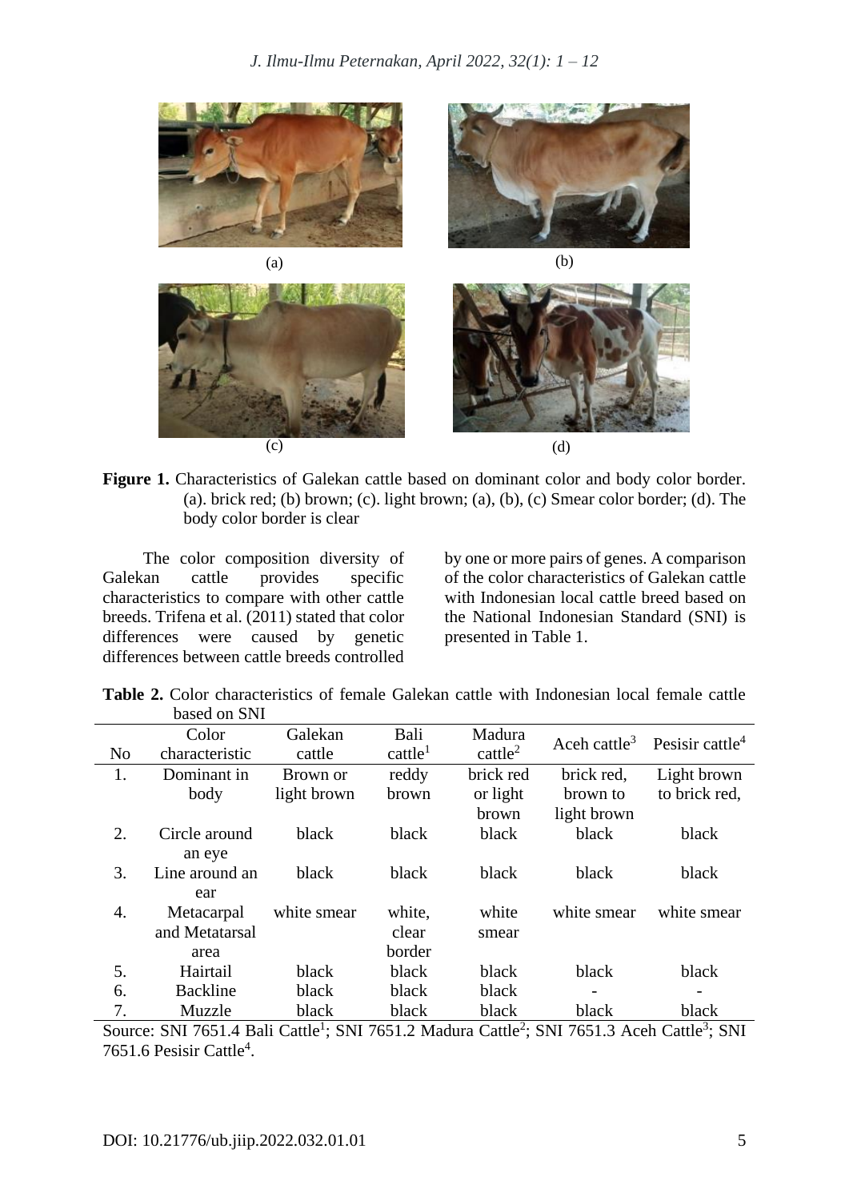**Figure 1.** Characteristics of Galekan cattle based on dominant color and body color border. (a). brick red; (b) brown; (c). light brown; (a), (b), (c) Smear color border; (d). The body color border is clear

The color composition diversity of Galekan cattle provides specific characteristics to compare with other cattle breeds. Trifena et al. (2011) stated that color differences were caused by genetic differences between cattle breeds controlled by one or more pairs of genes. A comparison of the color characteristics of Galekan cattle with Indonesian local cattle breed based on the National Indonesian Standard (SNI) is presented in Table 1.

**Table 2.** Color characteristics of female Galekan cattle with Indonesian local female cattle based on SNI

| No | Color characteristic | Galekan cattle | Bali cattle[1] | Madura cattle[2] | Aceh cattle[3] | Pesisir cattle[4] |
|---|---|---|---|---|---|---|
| 1. | Dominant in body | Brown or light brown | reddy brown | brick red or light brown | brick red, brown to light brown | Light brown to brick red, |
| 2. | Circle around an eye | black | black | black | black | black |
| 3. | Line around an ear | black | black | black | black | black |
| 4. | Metacarpal and Metatarsal area | white smear | white, clear border | white smear | white smear | white smear |
| 5. | Hairtail | black | black | black | black | black |
| 6. | Backline | black | black | black | - | - |
| 7. | Muzzle | black | black | black | black | black |

Source: SNI 7651.4 Bali Cattle[1]; SNI 7651.2 Madura Cattle[2]; SNI 7651.3 Aceh Cattle[3]; SNI 7651.6 Pesisir Cattle[4].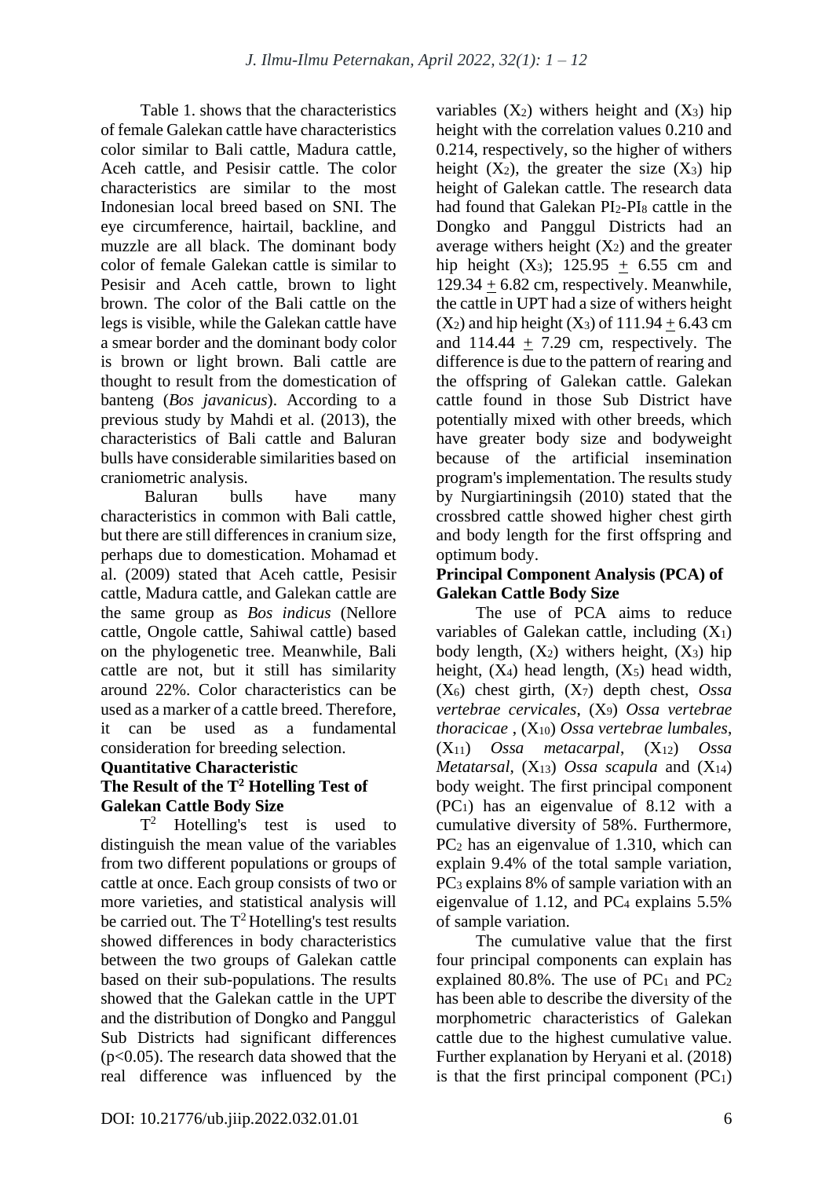Table 1. shows that the characteristics of female Galekan cattle have characteristics color similar to Bali cattle, Madura cattle, Aceh cattle, and Pesisir cattle. The color characteristics are similar to the most Indonesian local breed based on SNI. The eye circumference, hairtail, backline, and muzzle are all black. The dominant body color of female Galekan cattle is similar to Pesisir and Aceh cattle, brown to light brown. The color of the Bali cattle on the legs is visible, while the Galekan cattle have a smear border and the dominant body color is brown or light brown. Bali cattle are thought to result from the domestication of banteng (*Bos javanicus*). According to a previous study by Mahdi et al. (2013), the characteristics of Bali cattle and Baluran bulls have considerable similarities based on craniometric analysis.

Baluran bulls have many characteristics in common with Bali cattle, but there are still differences in cranium size, perhaps due to domestication. Mohamad et al. (2009) stated that Aceh cattle, Pesisir cattle, Madura cattle, and Galekan cattle are the same group as *Bos indicus* (Nellore cattle, Ongole cattle, Sahiwal cattle) based on the phylogenetic tree. Meanwhile, Bali cattle are not, but it still has similarity around 22%. Color characteristics can be used as a marker of a cattle breed. Therefore, it can be used as a fundamental consideration for breeding selection.

**Quantitative Characteristic**

**The Result of the $T^2$ Hotelling Test of Galekan Cattle Body Size**

$T^2$ Hotelling's test is used to distinguish the mean value of the variables from two different populations or groups of cattle at once. Each group consists of two or more varieties, and statistical analysis will be carried out. The $T^2$ Hotelling's test results showed differences in body characteristics between the two groups of Galekan cattle based on their sub-populations. The results showed that the Galekan cattle in the UPT and the distribution of Dongko and Panggul Sub Districts had significant differences ($p<0.05$). The research data showed that the real difference was influenced by the variables ($X_2$) withers height and ($X_3$) hip height with the correlation values 0.210 and 0.214, respectively, so the higher of withers height ($X_2$), the greater the size ($X_3$) hip height of Galekan cattle. The research data had found that Galekan $PI_2$-$PI_8$ cattle in the Dongko and Panggul Districts had an average withers height ($X_2$) and the greater hip height ($X_3$); 125.95 $\pm$ 6.55 cm and 129.34 $\pm$ 6.82 cm, respectively. Meanwhile, the cattle in UPT had a size of withers height ($X_2$) and hip height ($X_3$) of 111.94 $\pm$ 6.43 cm and 114.44 $\pm$ 7.29 cm, respectively. The difference is due to the pattern of rearing and the offspring of Galekan cattle. Galekan cattle found in those Sub District have potentially mixed with other breeds, which have greater body size and bodyweight because of the artificial insemination program's implementation. The results study by Nurgiartiningsih (2010) stated that the crossbred cattle showed higher chest girth and body length for the first offspring and optimum body.

**Principal Component Analysis (PCA) of Galekan Cattle Body Size**

The use of PCA aims to reduce variables of Galekan cattle, including ($X_1$) body length, ($X_2$) withers height, ($X_3$) hip height, ($X_4$) head length, ($X_5$) head width, ($X_6$) chest girth, ($X_7$) depth chest, *Ossa vertebrae cervicales*, ($X_9$) *Ossa vertebrae thoracicae* , ($X_{10}$) *Ossa vertebrae lumbales*, ($X_{11}$) *Ossa metacarpal*, ($X_{12}$) *Ossa Metatarsal*, ($X_{13}$) *Ossa scapula* and ($X_{14}$) body weight. The first principal component ($PC_1$) has an eigenvalue of 8.12 with a cumulative diversity of 58%. Furthermore, $PC_2$ has an eigenvalue of 1.310, which can explain 9.4% of the total sample variation, $PC_3$ explains 8% of sample variation with an eigenvalue of 1.12, and $PC_4$ explains 5.5% of sample variation.

The cumulative value that the first four principal components can explain has explained 80.8%. The use of $PC_1$ and $PC_2$ has been able to describe the diversity of the morphometric characteristics of Galekan cattle due to the highest cumulative value. Further explanation by Heryani et al. (2018) is that the first principal component ($PC_1$)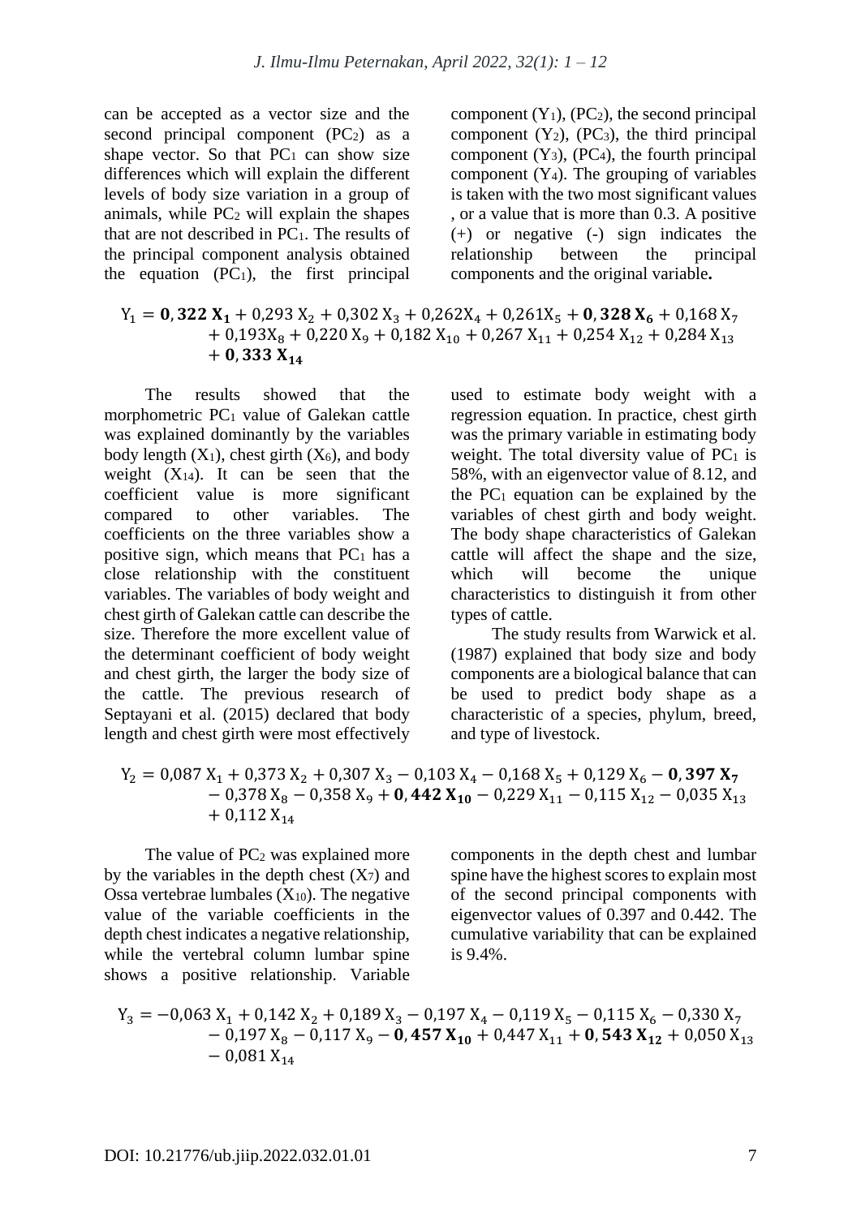can be accepted as a vector size and the second principal component ($PC_2$) as a shape vector. So that $PC_1$ can show size differences which will explain the different levels of body size variation in a group of animals, while $PC_2$ will explain the shapes that are not described in $PC_1$. The results of the principal component analysis obtained the equation ($PC_1$), the first principal component ($Y_1$), ($PC_2$), the second principal component ($Y_2$), ($PC_3$), the third principal component ($Y_3$), ($PC_4$), the fourth principal component ($Y_4$). The grouping of variables is taken with the two most significant values , or a value that is more than 0.3. A positive (+) or negative (-) sign indicates the relationship between the principal components and the original variable**.**

$$Y_1 = \mathbf{0,322\ X_1} + 0,293\ X_2 + 0,302\ X_3 + 0,262X_4 + 0,261X_5 + \mathbf{0,328\ X_6} + 0,168\ X_7 + 0,193X_8 + 0,220\ X_9 + 0,182\ X_{10} + 0,267\ X_{11} + 0,254\ X_{12} + 0,284\ X_{13} + \mathbf{0,333\ X_{14}}$$

The results showed that the morphometric $PC_1$ value of Galekan cattle was explained dominantly by the variables body length ($X_1$), chest girth ($X_6$), and body weight ($X_{14}$). It can be seen that the coefficient value is more significant compared to other variables. The coefficients on the three variables show a positive sign, which means that $PC_1$ has a close relationship with the constituent variables. The variables of body weight and chest girth of Galekan cattle can describe the size. Therefore the more excellent value of the determinant coefficient of body weight and chest girth, the larger the body size of the cattle. The previous research of Septayani et al. (2015) declared that body length and chest girth were most effectively used to estimate body weight with a regression equation. In practice, chest girth was the primary variable in estimating body weight. The total diversity value of $PC_1$ is 58%, with an eigenvector value of 8.12, and the $PC_1$ equation can be explained by the variables of chest girth and body weight. The body shape characteristics of Galekan cattle will affect the shape and the size, which will become the unique characteristics to distinguish it from other types of cattle.

The study results from Warwick et al. (1987) explained that body size and body components are a biological balance that can be used to predict body shape as a characteristic of a species, phylum, breed, and type of livestock.

$$Y_2 = 0,087\ X_1 + 0,373\ X_2 + 0,307\ X_3 - 0,103\ X_4 - 0,168\ X_5 + 0,129\ X_6 - \mathbf{0,397\ X_7} - 0,378\ X_8 - 0,358\ X_9 + \mathbf{0,442\ X_{10}} - 0,229\ X_{11} - 0,115\ X_{12} - 0,035\ X_{13} + 0,112\ X_{14}$$

The value of $PC_2$ was explained more by the variables in the depth chest ($X_7$) and Ossa vertebrae lumbales ($X_{10}$). The negative value of the variable coefficients in the depth chest indicates a negative relationship, while the vertebral column lumbar spine shows a positive relationship. Variable components in the depth chest and lumbar spine have the highest scores to explain most of the second principal components with eigenvector values of 0.397 and 0.442. The cumulative variability that can be explained is 9.4%.

$$Y_3 = -0,063\ X_1 + 0,142\ X_2 + 0,189\ X_3 - 0,197\ X_4 - 0,119\ X_5 - 0,115\ X_6 - 0,330\ X_7 - 0,197\ X_8 - 0,117\ X_9 - \mathbf{0,457\ X_{10}} + 0,447\ X_{11} + \mathbf{0,543\ X_{12}} + 0,050\ X_{13} - 0,081\ X_{14}$$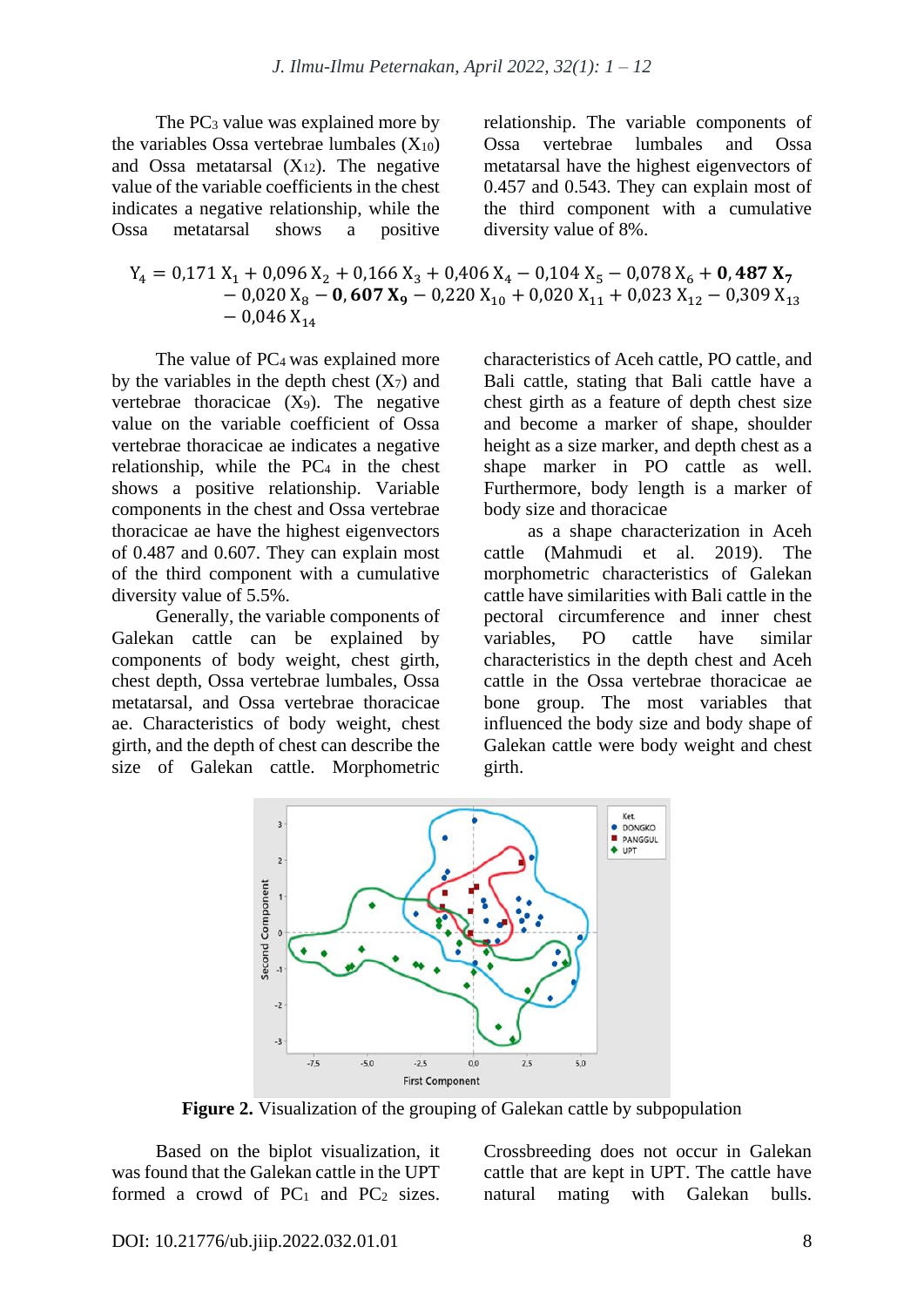The $PC_3$ value was explained more by the variables Ossa vertebrae lumbales ($X_{10}$) and Ossa metatarsal ($X_{12}$). The negative value of the variable coefficients in the chest indicates a negative relationship, while the Ossa metatarsal shows a positive relationship. The variable components of Ossa vertebrae lumbales and Ossa metatarsal have the highest eigenvectors of 0.457 and 0.543. They can explain most of the third component with a cumulative diversity value of 8%.

$$Y_4 = 0{,}171\,X_1 + 0{,}096\,X_2 + 0{,}166\,X_3 + 0{,}406\,X_4 - 0{,}104\,X_5 - 0{,}078\,X_6 + \mathbf{0{,}487\,X_7} - 0{,}020\,X_8 - \mathbf{0{,}607\,X_9} - 0{,}220\,X_{10} + 0{,}020\,X_{11} + 0{,}023\,X_{12} - 0{,}309\,X_{13} - 0{,}046\,X_{14}$$

The value of $PC_4$ was explained more by the variables in the depth chest ($X_7$) and vertebrae thoracicae ($X_9$). The negative value on the variable coefficient of Ossa vertebrae thoracicae ae indicates a negative relationship, while the $PC_4$ in the chest shows a positive relationship. Variable components in the chest and Ossa vertebrae thoracicae ae have the highest eigenvectors of 0.487 and 0.607. They can explain most of the third component with a cumulative diversity value of 5.5%.

Generally, the variable components of Galekan cattle can be explained by components of body weight, chest girth, chest depth, Ossa vertebrae lumbales, Ossa metatarsal, and Ossa vertebrae thoracicae ae. Characteristics of body weight, chest girth, and the depth of chest can describe the size of Galekan cattle. Morphometric characteristics of Aceh cattle, PO cattle, and Bali cattle, stating that Bali cattle have a chest girth as a feature of depth chest size and become a marker of shape, shoulder height as a size marker, and depth chest as a shape marker in PO cattle as well. Furthermore, body length is a marker of body size and thoracicae

as a shape characterization in Aceh cattle (Mahmudi et al. 2019). The morphometric characteristics of Galekan cattle have similarities with Bali cattle in the pectoral circumference and inner chest variables, PO cattle have similar characteristics in the depth chest and Aceh cattle in the Ossa vertebrae thoracicae ae bone group. The most variables that influenced the body size and body shape of Galekan cattle were body weight and chest girth.

**Figure 2.** Visualization of the grouping of Galekan cattle by subpopulation

Based on the biplot visualization, it was found that the Galekan cattle in the UPT formed a crowd of $PC_1$ and $PC_2$ sizes. Crossbreeding does not occur in Galekan cattle that are kept in UPT. The cattle have natural mating with Galekan bulls.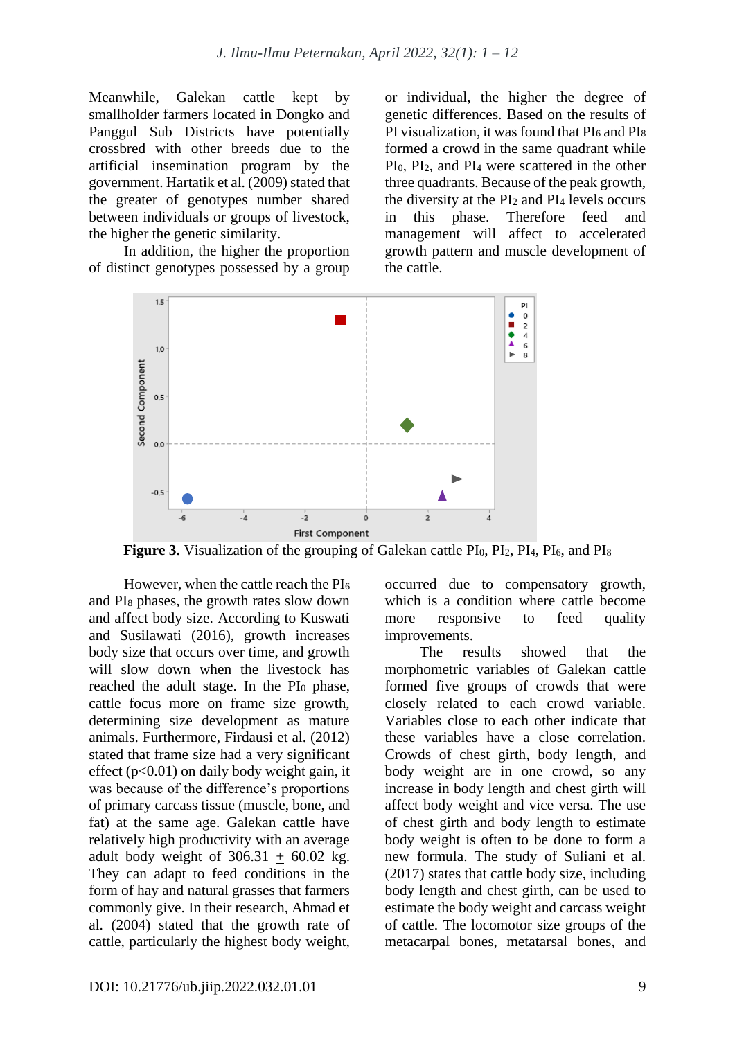Meanwhile, Galekan cattle kept by smallholder farmers located in Dongko and Panggul Sub Districts have potentially crossbred with other breeds due to the artificial insemination program by the government. Hartatik et al. (2009) stated that the greater of genotypes number shared between individuals or groups of livestock, the higher the genetic similarity.

In addition, the higher the proportion of distinct genotypes possessed by a group or individual, the higher the degree of genetic differences. Based on the results of PI visualization, it was found that $PI_6$ and $PI_8$ formed a crowd in the same quadrant while $PI_0$, $PI_2$, and $PI_4$ were scattered in the other three quadrants. Because of the peak growth, the diversity at the $PI_2$ and $PI_4$ levels occurs in this phase. Therefore feed and management will affect to accelerated growth pattern and muscle development of the cattle.

**Figure 3.** Visualization of the grouping of Galekan cattle $PI_0$, $PI_2$, $PI_4$, $PI_6$, and $PI_8$

However, when the cattle reach the $PI_6$ and $PI_8$ phases, the growth rates slow down and affect body size. According to Kuswati and Susilawati (2016), growth increases body size that occurs over time, and growth will slow down when the livestock has reached the adult stage. In the $PI_0$ phase, cattle focus more on frame size growth, determining size development as mature animals. Furthermore, Firdausi et al. (2012) stated that frame size had a very significant effect ($p<0.01$) on daily body weight gain, it was because of the difference's proportions of primary carcass tissue (muscle, bone, and fat) at the same age. Galekan cattle have relatively high productivity with an average adult body weight of 306.31 $\pm$ 60.02 kg. They can adapt to feed conditions in the form of hay and natural grasses that farmers commonly give. In their research, Ahmad et al. (2004) stated that the growth rate of cattle, particularly the highest body weight, occurred due to compensatory growth, which is a condition where cattle become more responsive to feed quality improvements.

The results showed that the morphometric variables of Galekan cattle formed five groups of crowds that were closely related to each crowd variable. Variables close to each other indicate that these variables have a close correlation. Crowds of chest girth, body length, and body weight are in one crowd, so any increase in body length and chest girth will affect body weight and vice versa. The use of chest girth and body length to estimate body weight is often to be done to form a new formula. The study of Suliani et al. (2017) states that cattle body size, including body length and chest girth, can be used to estimate the body weight and carcass weight of cattle. The locomotor size groups of the metacarpal bones, metatarsal bones, and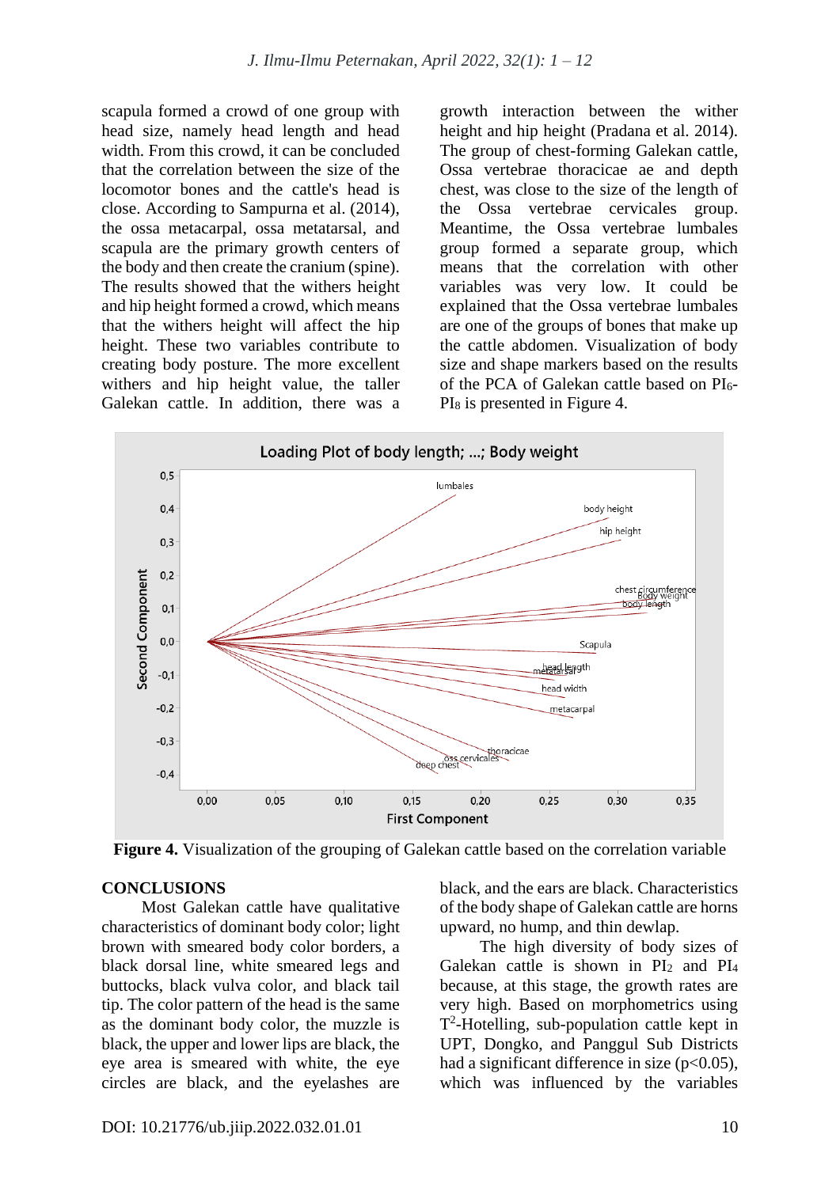scapula formed a crowd of one group with head size, namely head length and head width. From this crowd, it can be concluded that the correlation between the size of the locomotor bones and the cattle's head is close. According to Sampurna et al. (2014), the ossa metacarpal, ossa metatarsal, and scapula are the primary growth centers of the body and then create the cranium (spine). The results showed that the withers height and hip height formed a crowd, which means that the withers height will affect the hip height. These two variables contribute to creating body posture. The more excellent withers and hip height value, the taller Galekan cattle. In addition, there was a growth interaction between the wither height and hip height (Pradana et al. 2014). The group of chest-forming Galekan cattle, Ossa vertebrae thoracicae ae and depth chest, was close to the size of the length of the Ossa vertebrae cervicales group. Meantime, the Ossa vertebrae lumbales group formed a separate group, which means that the correlation with other variables was very low. It could be explained that the Ossa vertebrae lumbales are one of the groups of bones that make up the cattle abdomen. Visualization of body size and shape markers based on the results of the PCA of Galekan cattle based on $PI_6$-$PI_8$ is presented in Figure 4.

**Figure 4.** Visualization of the grouping of Galekan cattle based on the correlation variable

## CONCLUSIONS

Most Galekan cattle have qualitative characteristics of dominant body color; light brown with smeared body color borders, a black dorsal line, white smeared legs and buttocks, black vulva color, and black tail tip. The color pattern of the head is the same as the dominant body color, the muzzle is black, the upper and lower lips are black, the eye area is smeared with white, the eye circles are black, and the eyelashes are black, and the ears are black. Characteristics of the body shape of Galekan cattle are horns upward, no hump, and thin dewlap.

The high diversity of body sizes of Galekan cattle is shown in $PI_2$ and $PI_4$ because, at this stage, the growth rates are very high. Based on morphometrics using $T^2$-Hotelling, sub-population cattle kept in UPT, Dongko, and Panggul Sub Districts had a significant difference in size ($p<0.05$), which was influenced by the variables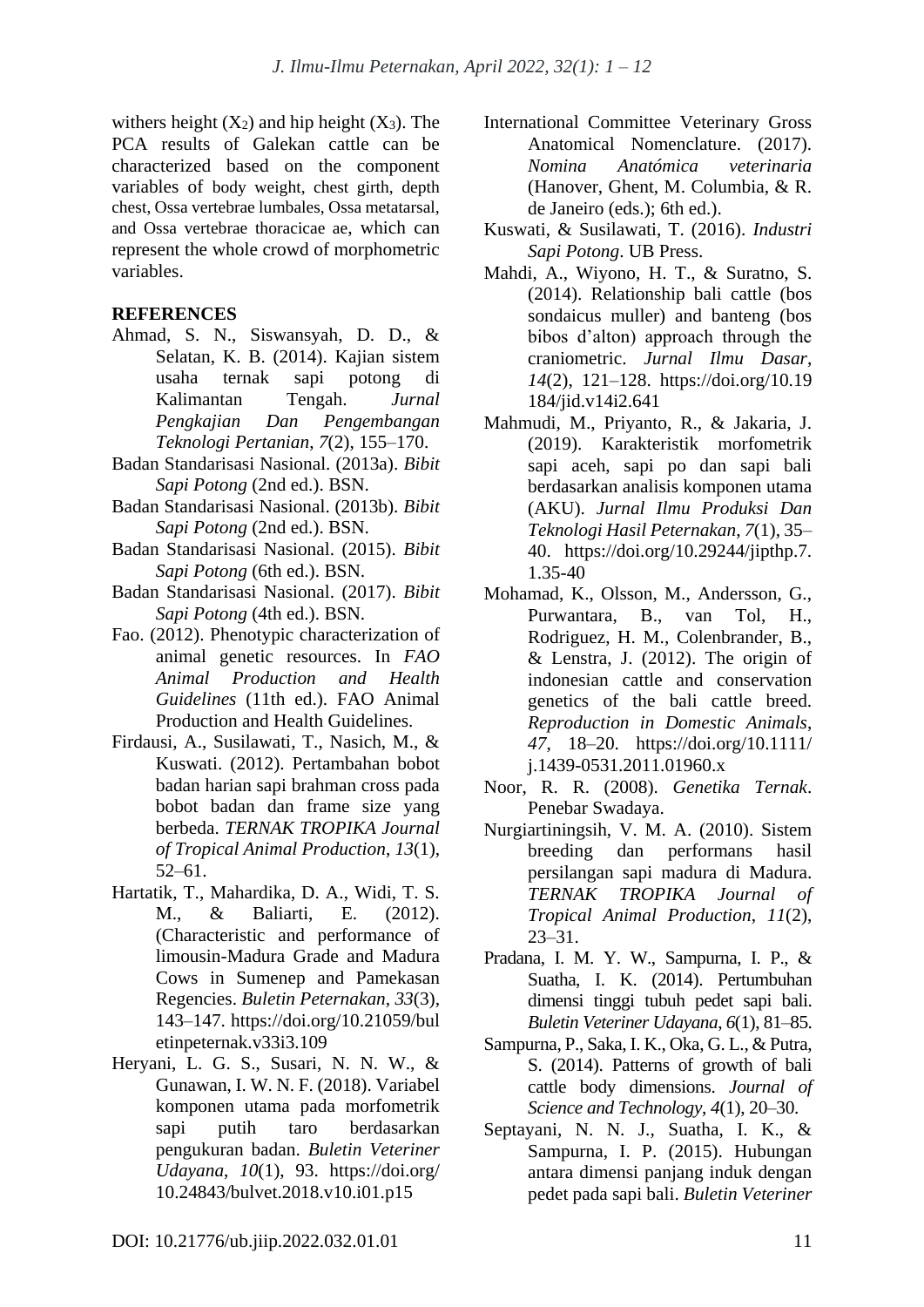withers height ($X_2$) and hip height ($X_3$). The PCA results of Galekan cattle can be characterized based on the component variables of body weight, chest girth, depth chest, Ossa vertebrae lumbales, Ossa metatarsal, and Ossa vertebrae thoracicae ae, which can represent the whole crowd of morphometric variables.

## REFERENCES

Ahmad, S. N., Siswansyah, D. D., & Selatan, K. B. (2014). Kajian sistem usaha ternak sapi potong di Kalimantan Tengah. *Jurnal Pengkajian Dan Pengembangan Teknologi Pertanian*, *7*(2), 155–170.

Badan Standarisasi Nasional. (2013a). *Bibit Sapi Potong* (2nd ed.). BSN.

Badan Standarisasi Nasional. (2013b). *Bibit Sapi Potong* (2nd ed.). BSN.

Badan Standarisasi Nasional. (2015). *Bibit Sapi Potong* (6th ed.). BSN.

Badan Standarisasi Nasional. (2017). *Bibit Sapi Potong* (4th ed.). BSN.

Fao. (2012). Phenotypic characterization of animal genetic resources. In *FAO Animal Production and Health Guidelines* (11th ed.). FAO Animal Production and Health Guidelines.

Firdausi, A., Susilawati, T., Nasich, M., & Kuswati. (2012). Pertambahan bobot badan harian sapi brahman cross pada bobot badan dan frame size yang berbeda. *TERNAK TROPIKA Journal of Tropical Animal Production*, *13*(1), 52–61.

Hartatik, T., Mahardika, D. A., Widi, T. S. M., & Baliarti, E. (2012). (Characteristic and performance of limousin-Madura Grade and Madura Cows in Sumenep and Pamekasan Regencies. *Buletin Peternakan*, *33*(3), 143–147. https://doi.org/10.21059/buletinpeternak.v33i3.109

Heryani, L. G. S., Susari, N. N. W., & Gunawan, I. W. N. F. (2018). Variabel komponen utama pada morfometrik sapi putih taro berdasarkan pengukuran badan. *Buletin Veteriner Udayana*, *10*(1), 93. https://doi.org/10.24843/bulvet.2018.v10.i01.p15

International Committee Veterinary Gross Anatomical Nomenclature. (2017). *Nomina Anatómica veterinaria* (Hanover, Ghent, M. Columbia, & R. de Janeiro (eds.); 6th ed.).

Kuswati, & Susilawati, T. (2016). *Industri Sapi Potong*. UB Press.

Mahdi, A., Wiyono, H. T., & Suratno, S. (2014). Relationship bali cattle (bos sondaicus muller) and banteng (bos bibos d'alton) approach through the craniometric. *Jurnal Ilmu Dasar*, *14*(2), 121–128. https://doi.org/10.19184/jid.v14i2.641

Mahmudi, M., Priyanto, R., & Jakaria, J. (2019). Karakteristik morfometrik sapi aceh, sapi po dan sapi bali berdasarkan analisis komponen utama (AKU). *Jurnal Ilmu Produksi Dan Teknologi Hasil Peternakan*, *7*(1), 35–40. https://doi.org/10.29244/jipthp.7.1.35-40

Mohamad, K., Olsson, M., Andersson, G., Purwantara, B., van Tol, H., Rodriguez, H. M., Colenbrander, B., & Lenstra, J. (2012). The origin of indonesian cattle and conservation genetics of the bali cattle breed. *Reproduction in Domestic Animals*, *47*, 18–20. https://doi.org/10.1111/j.1439-0531.2011.01960.x

Noor, R. R. (2008). *Genetika Ternak*. Penebar Swadaya.

Nurgiartiningsih, V. M. A. (2010). Sistem breeding dan performans hasil persilangan sapi madura di Madura. *TERNAK TROPIKA Journal of Tropical Animal Production*, *11*(2), 23–31.

Pradana, I. M. Y. W., Sampurna, I. P., & Suatha, I. K. (2014). Pertumbuhan dimensi tinggi tubuh pedet sapi bali. *Buletin Veteriner Udayana*, *6*(1), 81–85.

Sampurna, P., Saka, I. K., Oka, G. L., & Putra, S. (2014). Patterns of growth of bali cattle body dimensions. *Journal of Science and Technology*, *4*(1), 20–30.

Septayani, N. N. J., Suatha, I. K., & Sampurna, I. P. (2015). Hubungan antara dimensi panjang induk dengan pedet pada sapi bali. *Buletin Veteriner*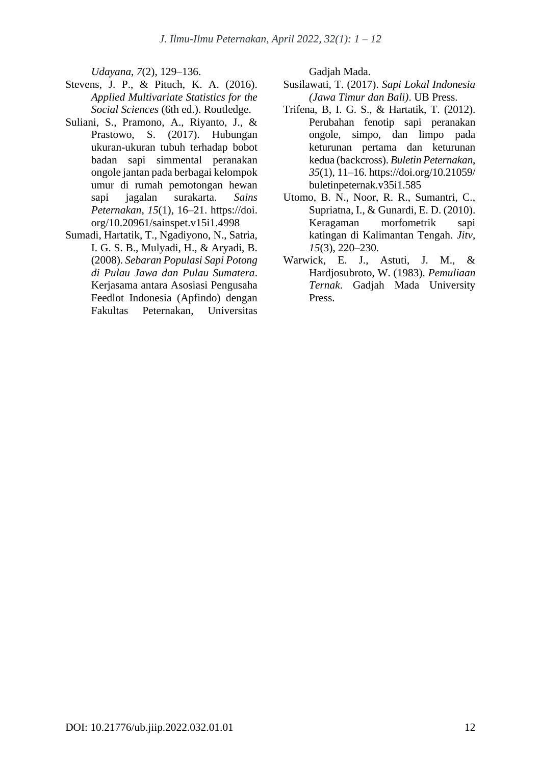*Udayana*, *7*(2), 129–136.

Stevens, J. P., & Pituch, K. A. (2016). *Applied Multivariate Statistics for the Social Sciences* (6th ed.). Routledge.

Suliani, S., Pramono, A., Riyanto, J., & Prastowo, S. (2017). Hubungan ukuran-ukuran tubuh terhadap bobot badan sapi simmental peranakan ongole jantan pada berbagai kelompok umur di rumah pemotongan hewan sapi jagalan surakarta. *Sains Peternakan*, *15*(1), 16–21. https://doi.org/10.20961/sainspet.v15i1.4998

Sumadi, Hartatik, T., Ngadiyono, N., Satria, I. G. S. B., Mulyadi, H., & Aryadi, B. (2008). *Sebaran Populasi Sapi Potong di Pulau Jawa dan Pulau Sumatera*. Kerjasama antara Asosiasi Pengusaha Feedlot Indonesia (Apfindo) dengan Fakultas Peternakan, Universitas Gadjah Mada.

Susilawati, T. (2017). *Sapi Lokal Indonesia (Jawa Timur dan Bali)*. UB Press.

Trifena, B, I. G. S., & Hartatik, T. (2012). Perubahan fenotip sapi peranakan ongole, simpo, dan limpo pada keturunan pertama dan keturunan kedua (backcross). *Buletin Peternakan*, *35*(1), 11–16. https://doi.org/10.21059/buletinpeternak.v35i1.585

Utomo, B. N., Noor, R. R., Sumantri, C., Supriatna, I., & Gunardi, E. D. (2010). Keragaman morfometrik sapi katingan di Kalimantan Tengah. *Jitv*, *15*(3), 220–230.

Warwick, E. J., Astuti, J. M., & Hardjosubroto, W. (1983). *Pemuliaan Ternak*. Gadjah Mada University Press.